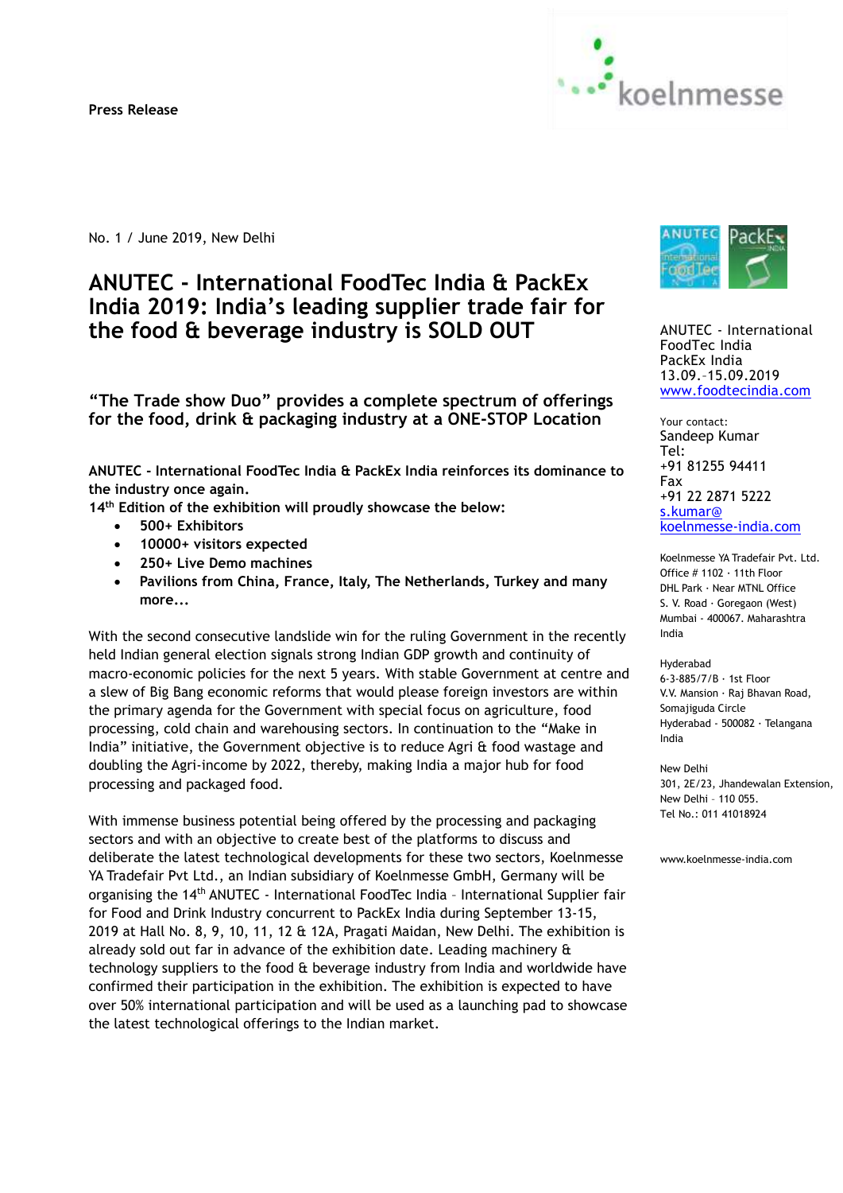Press Release

No. 1 / June 2019, New Delhi

# ANUTEC - International FoodTec India & PackEx India 2019: India's leading supplier trade fair for the food & beverage industry is SOLD OUT

## "The Trade show Duo" provides a complete spectrum of offerings for the food, drink & packaging industry at a ONE-STOP Location

**ANUTEC - International FoodTec India & PackEx India reinforces its dominance to the industry once again.**
**14th Edition of the exhibition will proudly showcase the below:**

- **500+ Exhibitors**
- **10000+ visitors expected**
- **250+ Live Demo machines**
- **Pavilions from China, France, Italy, The Netherlands, Turkey and many more...**

With the second consecutive landslide win for the ruling Government in the recently held Indian general election signals strong Indian GDP growth and continuity of macro-economic policies for the next 5 years. With stable Government at centre and a slew of Big Bang economic reforms that would please foreign investors are within the primary agenda for the Government with special focus on agriculture, food processing, cold chain and warehousing sectors. In continuation to the "Make in India" initiative, the Government objective is to reduce Agri & food wastage and doubling the Agri-income by 2022, thereby, making India a major hub for food processing and packaged food.

With immense business potential being offered by the processing and packaging sectors and with an objective to create best of the platforms to discuss and deliberate the latest technological developments for these two sectors, Koelnmesse YA Tradefair Pvt Ltd., an Indian subsidiary of Koelnmesse GmbH, Germany will be organising the 14th ANUTEC - International FoodTec India – International Supplier fair for Food and Drink Industry concurrent to PackEx India during September 13-15, 2019 at Hall No. 8, 9, 10, 11, 12 & 12A, Pragati Maidan, New Delhi. The exhibition is already sold out far in advance of the exhibition date. Leading machinery & technology suppliers to the food & beverage industry from India and worldwide have confirmed their participation in the exhibition. The exhibition is expected to have over 50% international participation and will be used as a launching pad to showcase the latest technological offerings to the Indian market.

ANUTEC - International FoodTec India
PackEx India
13.09.–15.09.2019
www.foodtecindia.com

Your contact:
Sandeep Kumar
Tel:
+91 81255 94411
Fax
+91 22 2871 5222
s.kumar@koelnmesse-india.com

Koelnmesse YA Tradefair Pvt. Ltd.
Office # 1102 · 11th Floor
DHL Park · Near MTNL Office
S. V. Road · Goregaon (West)
Mumbai - 400067. Maharashtra
India

Hyderabad
6-3-885/7/B · 1st Floor
V.V. Mansion · Raj Bhavan Road,
Somajiguda Circle
Hyderabad - 500082 · Telangana
India

New Delhi
301, 2E/23, Jhandewalan Extension,
New Delhi – 110 055.
Tel No.: 011 41018924

www.koelnmesse-india.com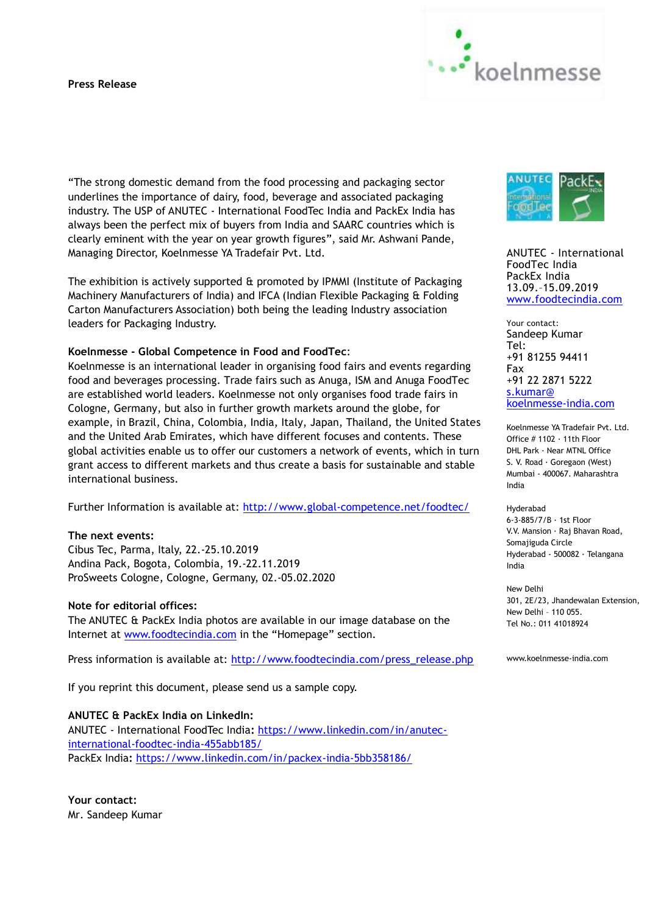Press Release

"The strong domestic demand from the food processing and packaging sector underlines the importance of dairy, food, beverage and associated packaging industry. The USP of ANUTEC - International FoodTec India and PackEx India has always been the perfect mix of buyers from India and SAARC countries which is clearly eminent with the year on year growth figures", said Mr. Ashwani Pande, Managing Director, Koelnmesse YA Tradefair Pvt. Ltd.

The exhibition is actively supported & promoted by IPMMI (Institute of Packaging Machinery Manufacturers of India) and IFCA (Indian Flexible Packaging & Folding Carton Manufacturers Association) both being the leading Industry association leaders for Packaging Industry.

**Koelnmesse - Global Competence in Food and FoodTec**:
Koelnmesse is an international leader in organising food fairs and events regarding food and beverages processing. Trade fairs such as Anuga, ISM and Anuga FoodTec are established world leaders. Koelnmesse not only organises food trade fairs in Cologne, Germany, but also in further growth markets around the globe, for example, in Brazil, China, Colombia, India, Italy, Japan, Thailand, the United States and the United Arab Emirates, which have different focuses and contents. These global activities enable us to offer our customers a network of events, which in turn grant access to different markets and thus create a basis for sustainable and stable international business.

Further Information is available at: http://www.global-competence.net/foodtec/

**The next events:**
Cibus Tec, Parma, Italy, 22.-25.10.2019
Andina Pack, Bogota, Colombia, 19.-22.11.2019
ProSweets Cologne, Cologne, Germany, 02.-05.02.2020

**Note for editorial offices:**
The ANUTEC & PackEx India photos are available in our image database on the Internet at www.foodtecindia.com in the "Homepage" section.

Press information is available at: http://www.foodtecindia.com/press_release.php

If you reprint this document, please send us a sample copy.

**ANUTEC & PackEx India on LinkedIn:**
ANUTEC - International FoodTec India**:** https://www.linkedin.com/in/anutec-international-foodtec-india-455abb185/
PackEx India**:** https://www.linkedin.com/in/packex-india-5bb358186/

**Your contact:**
Mr. Sandeep Kumar

ANUTEC - International FoodTec India
PackEx India
13.09.–15.09.2019
www.foodtecindia.com

Your contact:
Sandeep Kumar
Tel:
+91 81255 94411
Fax
+91 22 2871 5222
s.kumar@koelnmesse-india.com

Koelnmesse YA Tradefair Pvt. Ltd.
Office # 1102 · 11th Floor
DHL Park · Near MTNL Office
S. V. Road · Goregaon (West)
Mumbai - 400067. Maharashtra
India

Hyderabad
6-3-885/7/B · 1st Floor
V.V. Mansion · Raj Bhavan Road,
Somajiguda Circle
Hyderabad - 500082 · Telangana
India

New Delhi
301, 2E/23, Jhandewalan Extension,
New Delhi – 110 055.
Tel No.: 011 41018924

www.koelnmesse-india.com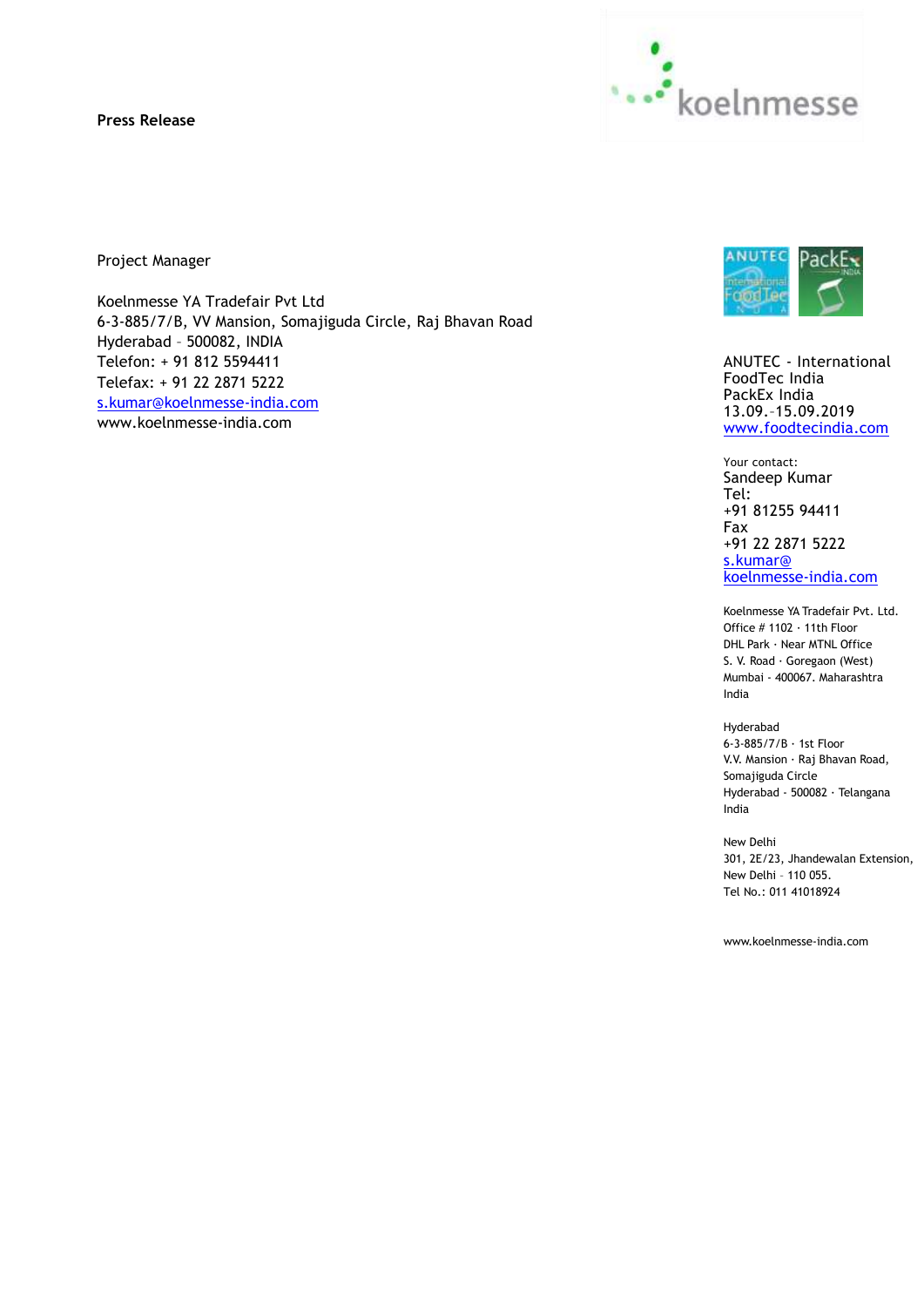**Press Release**

Project Manager

Koelnmesse YA Tradefair Pvt Ltd
6-3-885/7/B, VV Mansion, Somajiguda Circle, Raj Bhavan Road
Hyderabad – 500082, INDIA
Telefon: + 91 812 5594411
Telefax: + 91 22 2871 5222
s.kumar@koelnmesse-india.com
www.koelnmesse-india.com

ANUTEC - International FoodTec India
PackEx India
13.09.–15.09.2019
www.foodtecindia.com

Your contact:
Sandeep Kumar
Tel:
+91 81255 94411
Fax
+91 22 2871 5222
s.kumar@koelnmesse-india.com

Koelnmesse YA Tradefair Pvt. Ltd.
Office # 1102 · 11th Floor
DHL Park · Near MTNL Office
S. V. Road · Goregaon (West)
Mumbai - 400067. Maharashtra
India

Hyderabad
6-3-885/7/B · 1st Floor
V.V. Mansion · Raj Bhavan Road,
Somajiguda Circle
Hyderabad - 500082 · Telangana
India

New Delhi
301, 2E/23, Jhandewalan Extension,
New Delhi – 110 055.
Tel No.: 011 41018924

www.koelnmesse-india.com